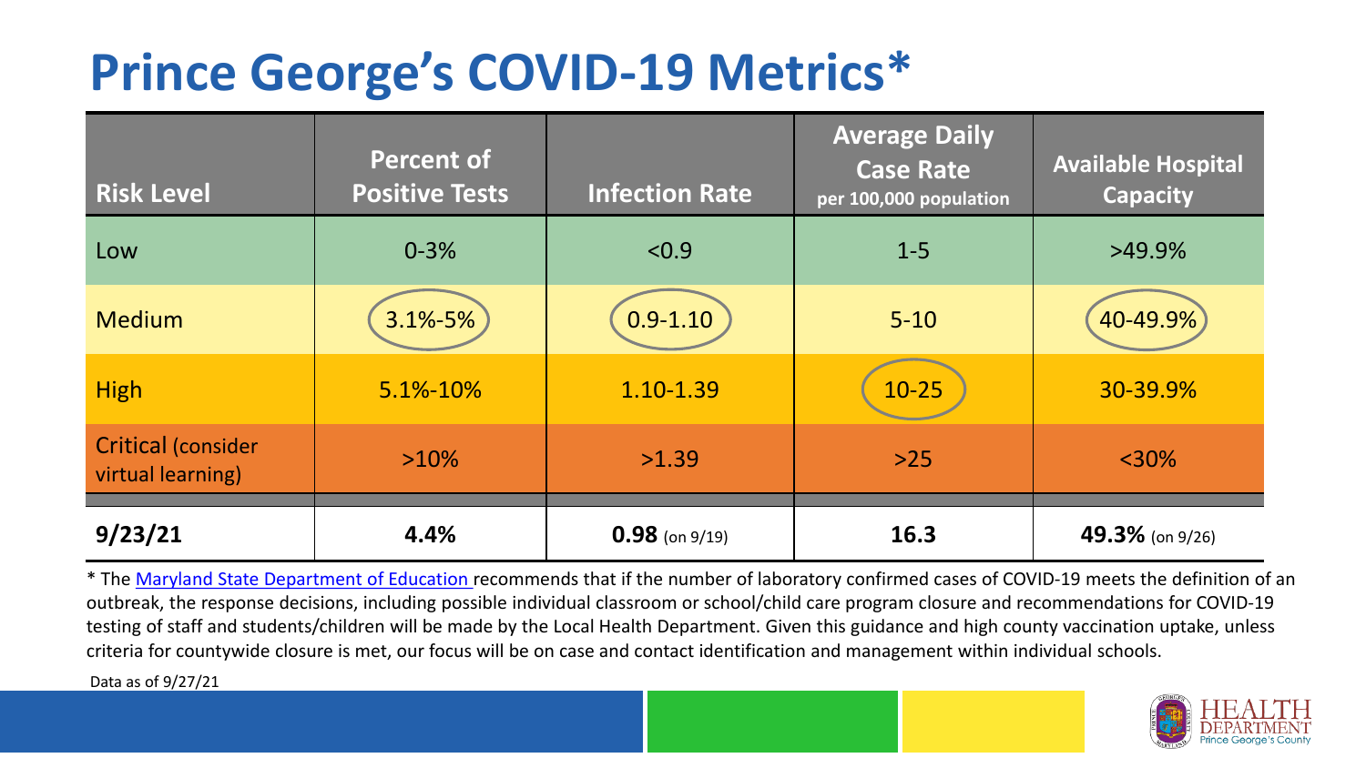# Prince George's COVID-19 Metrics*

| Risk Level | Percent of Positive Tests | Infection Rate | Average Daily Case Rate per 100,000 population | Available Hospital Capacity |
|---|---|---|---|---|
| Low | 0-3% | <0.9 | 1-5 | >49.9% |
| Medium | 3.1%-5% | 0.9-1.10 | 5-10 | 40-49.9% |
| High | 5.1%-10% | 1.10-1.39 | 10-25 | 30-39.9% |
| Critical (consider virtual learning) | >10% | >1.39 | >25 | <30% |
| **9/23/21** | **4.4%** | **0.98** (on 9/19) | **16.3** | **49.3%** (on 9/26) |

* The Maryland State Department of Education recommends that if the number of laboratory confirmed cases of COVID-19 meets the definition of an outbreak, the response decisions, including possible individual classroom or school/child care program closure and recommendations for COVID-19 testing of staff and students/children will be made by the Local Health Department. Given this guidance and high county vaccination uptake, unless criteria for countywide closure is met, our focus will be on case and contact identification and management within individual schools.

Data as of 9/27/21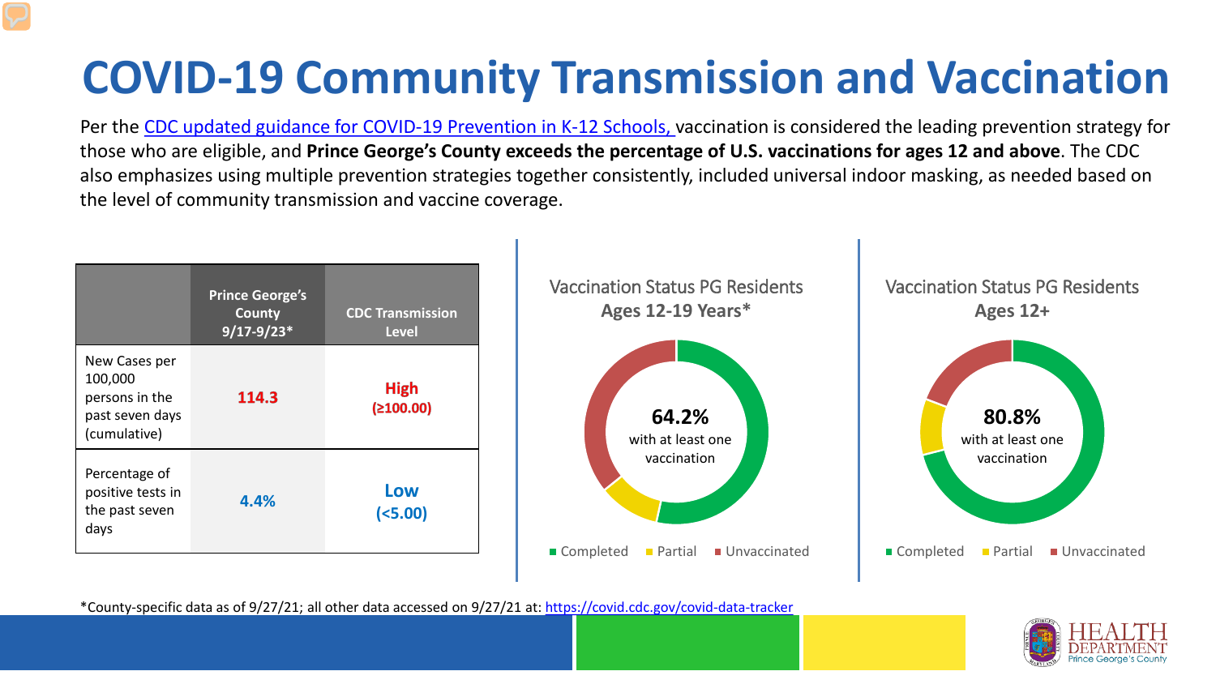# COVID-19 Community Transmission and Vaccination

Per the [CDC updated guidance for COVID-19 Prevention in K-12 Schools,](#) vaccination is considered the leading prevention strategy for those who are eligible, and **Prince George's County exceeds the percentage of U.S. vaccinations for ages 12 and above**. The CDC also emphasizes using multiple prevention strategies together consistently, included universal indoor masking, as needed based on the level of community transmission and vaccine coverage.

| | Prince George's County 9/17-9/23* | CDC Transmission Level |
|---|---|---|
| New Cases per 100,000 persons in the past seven days (cumulative) | 114.3 | High (≥100.00) |
| Percentage of positive tests in the past seven days | 4.4% | Low (<5.00) |

**Vaccination Status PG Residents Ages 12-19 Years***

64.2% with at least one vaccination

Completed | Partial | Unvaccinated

**Vaccination Status PG Residents Ages 12+**

80.8% with at least one vaccination

Completed | Partial | Unvaccinated

*County-specific data as of 9/27/21; all other data accessed on 9/27/21 at: https://covid.cdc.gov/covid-data-tracker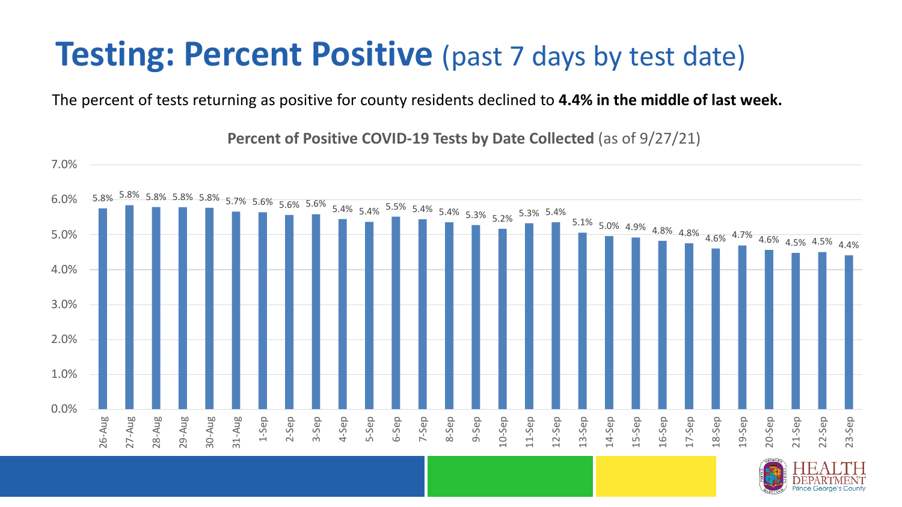# Testing: Percent Positive (past 7 days by test date)

The percent of tests returning as positive for county residents declined to **4.4% in the middle of last week.**

**Percent of Positive COVID-19 Tests by Date Collected** (as of 9/27/21)

| Date | Percent Positive |
|---|---|
| 26-Aug | 5.8% |
| 27-Aug | 5.8% |
| 28-Aug | 5.8% |
| 29-Aug | 5.8% |
| 30-Aug | 5.8% |
| 31-Aug | 5.7% |
| 1-Sep | 5.6% |
| 2-Sep | 5.6% |
| 3-Sep | 5.6% |
| 4-Sep | 5.4% |
| 5-Sep | 5.4% |
| 6-Sep | 5.5% |
| 7-Sep | 5.4% |
| 8-Sep | 5.4% |
| 9-Sep | 5.3% |
| 10-Sep | 5.2% |
| 11-Sep | 5.3% |
| 12-Sep | 5.4% |
| 13-Sep | 5.1% |
| 14-Sep | 5.0% |
| 15-Sep | 4.9% |
| 16-Sep | 4.8% |
| 17-Sep | 4.8% |
| 18-Sep | 4.6% |
| 19-Sep | 4.7% |
| 20-Sep | 4.6% |
| 21-Sep | 4.5% |
| 22-Sep | 4.5% |
| 23-Sep | 4.4% |

HEALTH DEPARTMENT Prince George's County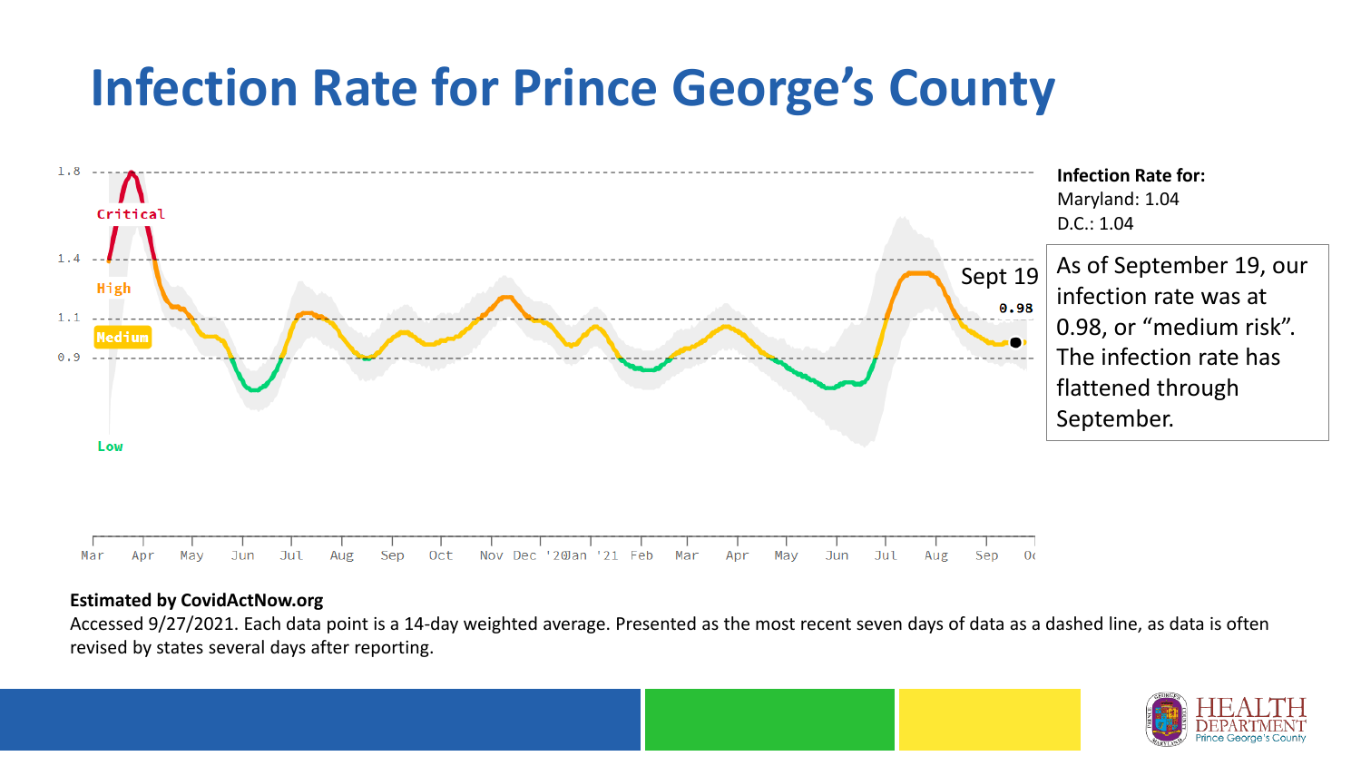# Infection Rate for Prince George's County

**Infection Rate for:**
Maryland: 1.04
D.C.: 1.04

As of September 19, our infection rate was at 0.98, or "medium risk". The infection rate has flattened through September.

**Estimated by CovidActNow.org**

Accessed 9/27/2021. Each data point is a 14-day weighted average. Presented as the most recent seven days of data as a dashed line, as data is often revised by states several days after reporting.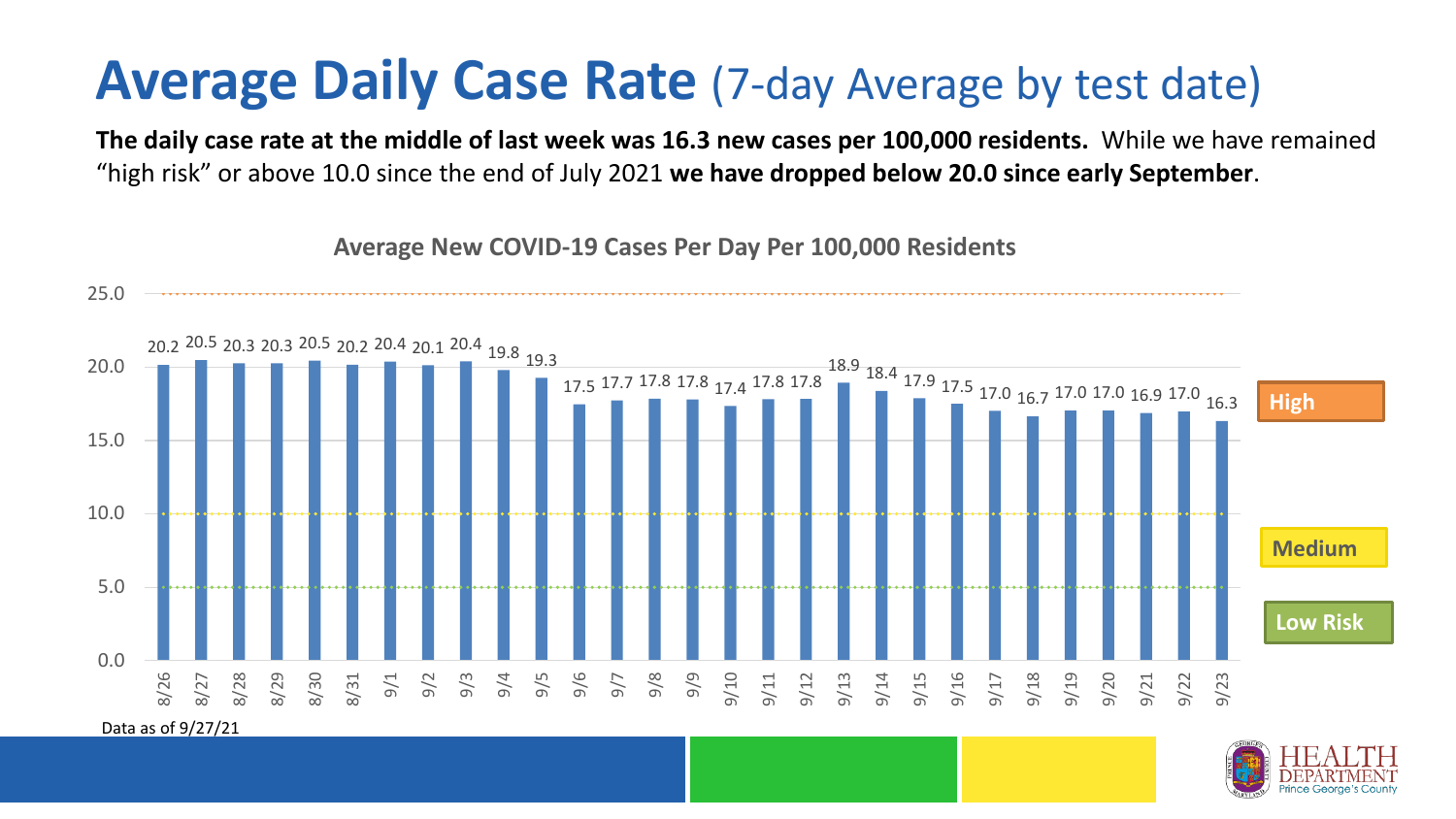# Average Daily Case Rate (7-day Average by test date)

**The daily case rate at the middle of last week was 16.3 new cases per 100,000 residents.** While we have remained "high risk" or above 10.0 since the end of July 2021 **we have dropped below 20.0 since early September**.

**Average New COVID-19 Cases Per Day Per 100,000 Residents**

| Date | Cases per 100,000 |
| --- | --- |
| 8/26 | 20.2 |
| 8/27 | 20.5 |
| 8/28 | 20.3 |
| 8/29 | 20.3 |
| 8/30 | 20.5 |
| 8/31 | 20.2 |
| 9/1 | 20.4 |
| 9/2 | 20.1 |
| 9/3 | 20.4 |
| 9/4 | 19.8 |
| 9/5 | 19.3 |
| 9/6 | 17.5 |
| 9/7 | 17.7 |
| 9/8 | 17.8 |
| 9/9 | 17.8 |
| 9/10 | 17.4 |
| 9/11 | 17.8 |
| 9/12 | 17.8 |
| 9/13 | 18.9 |
| 9/14 | 18.4 |
| 9/15 | 17.9 |
| 9/16 | 17.5 |
| 9/17 | 17.0 |
| 9/18 | 16.7 |
| 9/19 | 17.0 |
| 9/20 | 17.0 |
| 9/21 | 16.9 |
| 9/22 | 17.0 |
| 9/23 | 16.3 |

High

Medium

Low Risk

Data as of 9/27/21

HEALTH DEPARTMENT Prince George's County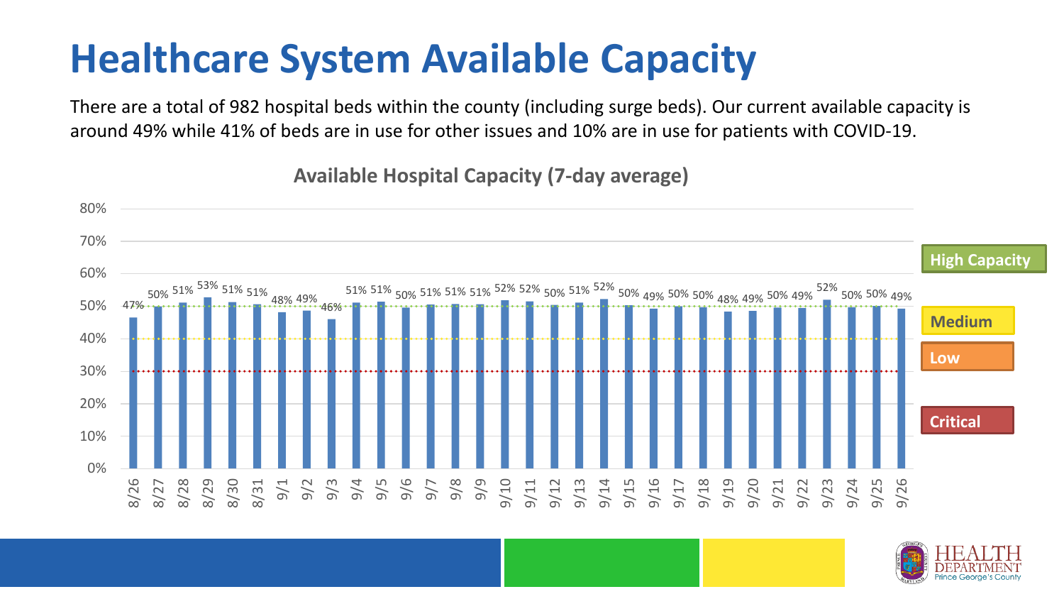# Healthcare System Available Capacity

There are a total of 982 hospital beds within the county (including surge beds). Our current available capacity is around 49% while 41% of beds are in use for other issues and 10% are in use for patients with COVID-19.

**Available Hospital Capacity (7-day average)**

80%
70%
60%
50%
40%
30%
20%
10%
0%

47% 50% 51% 53% 51% 51% 48% 49% 46% 51% 51% 50% 51% 51% 51% 52% 52% 50% 51% 52% 50% 49% 50% 50% 48% 49% 50% 49% 52% 50% 50% 49%

8/26 8/27 8/28 8/29 8/30 8/31 9/1 9/2 9/3 9/4 9/5 9/6 9/7 9/8 9/9 9/10 9/11 9/12 9/13 9/14 9/15 9/16 9/17 9/18 9/19 9/20 9/21 9/22 9/23 9/24 9/25 9/26

High Capacity
Medium
Low
Critical

HEALTH DEPARTMENT Prince George's County